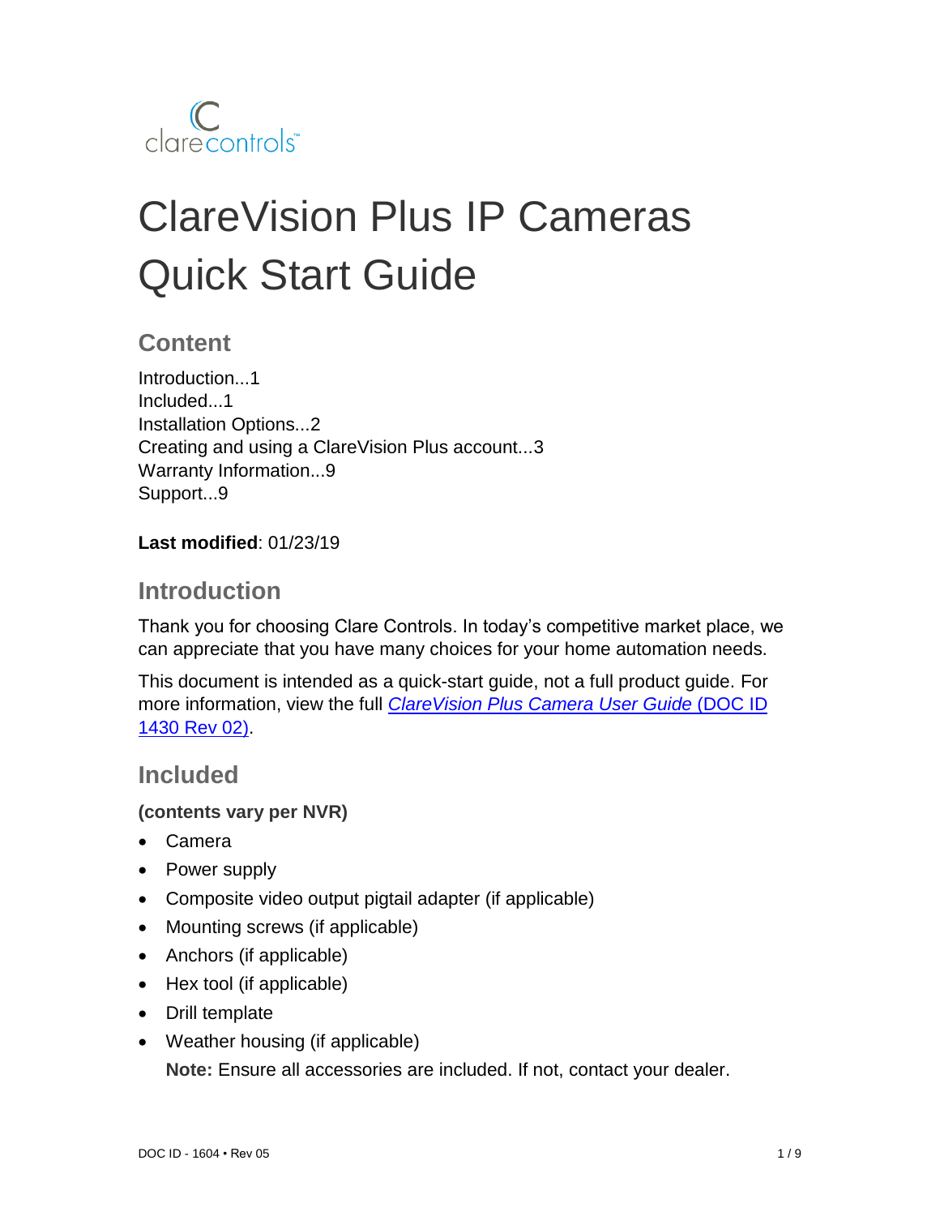clarecontrols

# ClareVision Plus IP Cameras Quick Start Guide

## Content

Introduction...1
Included...1
Installation Options...2
Creating and using a ClareVision Plus account...3
Warranty Information...9
Support...9

**Last modified**: 01/23/19

## Introduction

Thank you for choosing Clare Controls. In today's competitive market place, we can appreciate that you have many choices for your home automation needs.

This document is intended as a quick-start guide, not a full product guide. For more information, view the full *ClareVision Plus Camera User Guide* (DOC ID 1430 Rev 02).

## Included

**(contents vary per NVR)**

- Camera
- Power supply
- Composite video output pigtail adapter (if applicable)
- Mounting screws (if applicable)
- Anchors (if applicable)
- Hex tool (if applicable)
- Drill template
- Weather housing (if applicable)

  **Note:** Ensure all accessories are included. If not, contact your dealer.

DOC ID - 1604 • Rev 05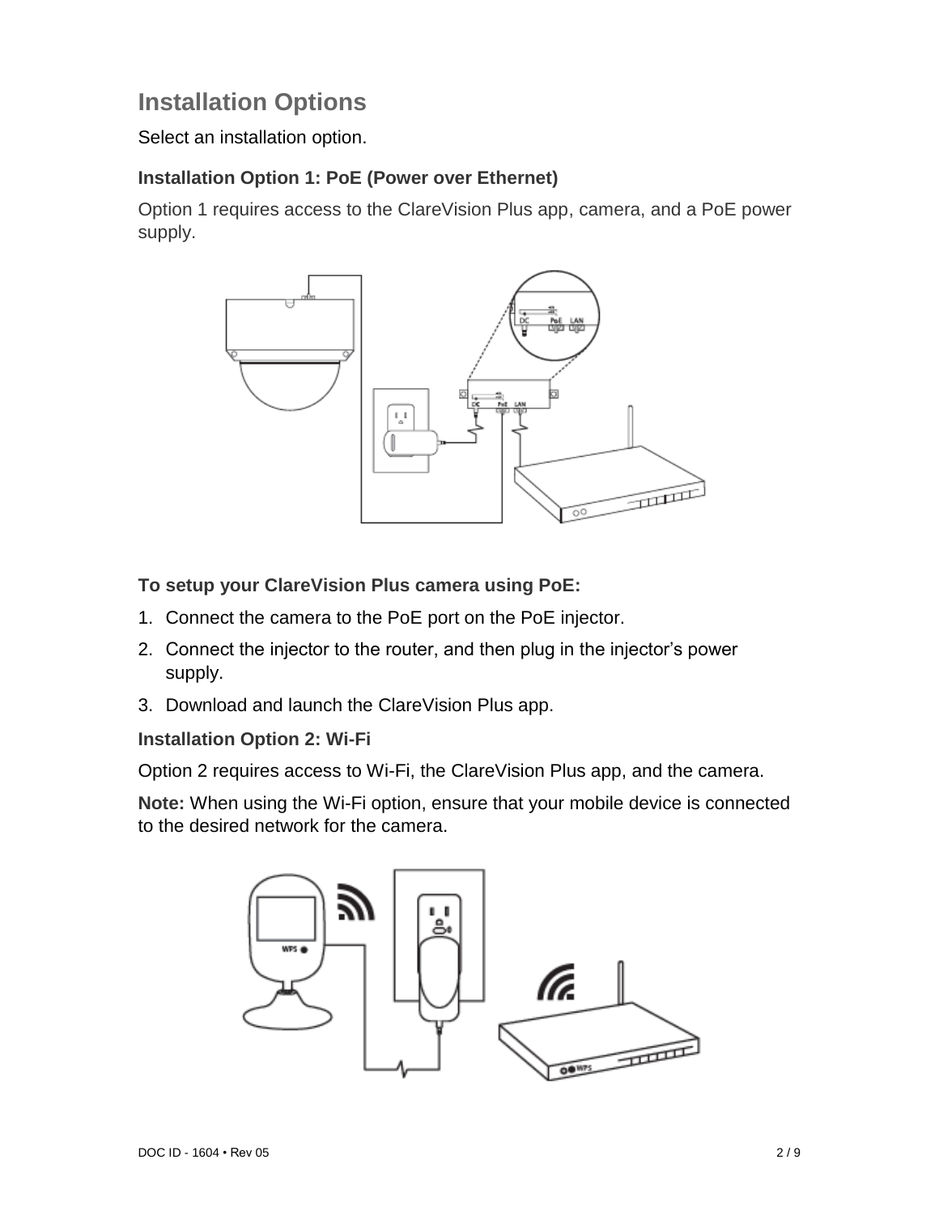## Installation Options

Select an installation option.

### Installation Option 1: PoE (Power over Ethernet)

Option 1 requires access to the ClareVision Plus app, camera, and a PoE power supply.

**To setup your ClareVision Plus camera using PoE:**

1. Connect the camera to the PoE port on the PoE injector.
2. Connect the injector to the router, and then plug in the injector's power supply.
3. Download and launch the ClareVision Plus app.

### Installation Option 2: Wi-Fi

Option 2 requires access to Wi-Fi, the ClareVision Plus app, and the camera.

**Note:** When using the Wi-Fi option, ensure that your mobile device is connected to the desired network for the camera.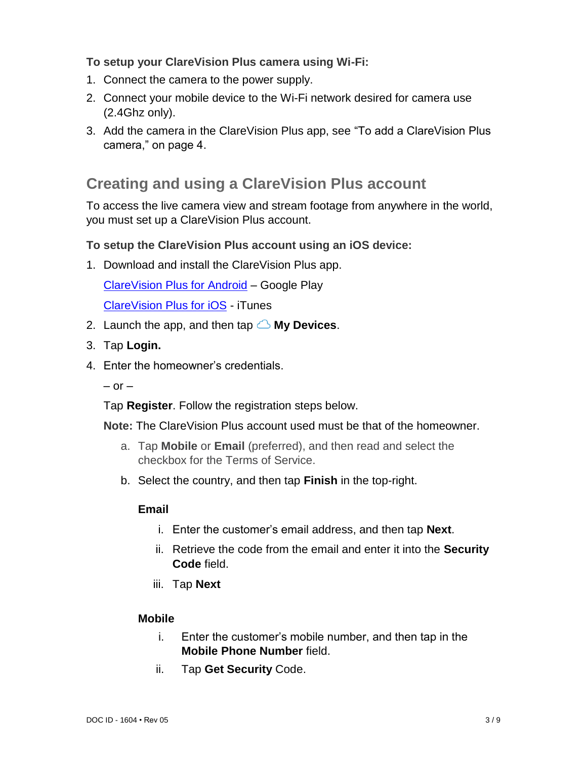**To setup your ClareVision Plus camera using Wi-Fi:**

1. Connect the camera to the power supply.
2. Connect your mobile device to the Wi-Fi network desired for camera use (2.4Ghz only).
3. Add the camera in the ClareVision Plus app, see "To add a ClareVision Plus camera," on page 4.

## Creating and using a ClareVision Plus account

To access the live camera view and stream footage from anywhere in the world, you must set up a ClareVision Plus account.

**To setup the ClareVision Plus account using an iOS device:**

1. Download and install the ClareVision Plus app.

   ClareVision Plus for Android – Google Play

   ClareVision Plus for iOS - iTunes

2. Launch the app, and then tap **My Devices**.
3. Tap **Login.**
4. Enter the homeowner's credentials.

   – or –

   Tap **Register**. Follow the registration steps below.

   **Note:** The ClareVision Plus account used must be that of the homeowner.

   a. Tap **Mobile** or **Email** (preferred), and then read and select the checkbox for the Terms of Service.

   b. Select the country, and then tap **Finish** in the top-right.

   **Email**

   i. Enter the customer's email address, and then tap **Next**.

   ii. Retrieve the code from the email and enter it into the **Security Code** field.

   iii. Tap **Next**

   **Mobile**

   i. Enter the customer's mobile number, and then tap in the **Mobile Phone Number** field.

   ii. Tap **Get Security** Code.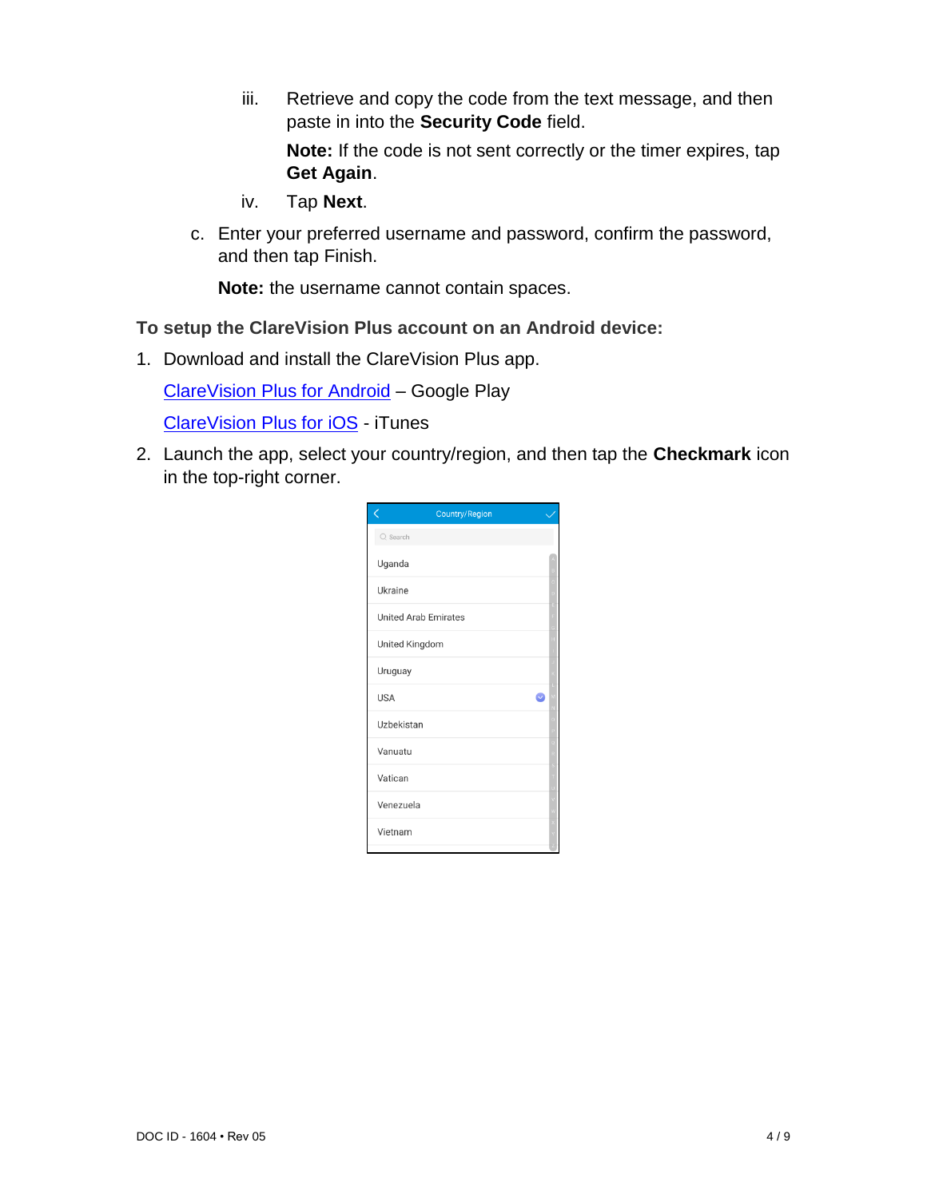iii. Retrieve and copy the code from the text message, and then paste in into the **Security Code** field.

   **Note:** If the code is not sent correctly or the timer expires, tap **Get Again**.

iv. Tap **Next**.

c. Enter your preferred username and password, confirm the password, and then tap Finish.

   **Note:** the username cannot contain spaces.

**To setup the ClareVision Plus account on an Android device:**

1. Download and install the ClareVision Plus app.

   ClareVision Plus for Android – Google Play

   ClareVision Plus for iOS - iTunes

2. Launch the app, select your country/region, and then tap the **Checkmark** icon in the top-right corner.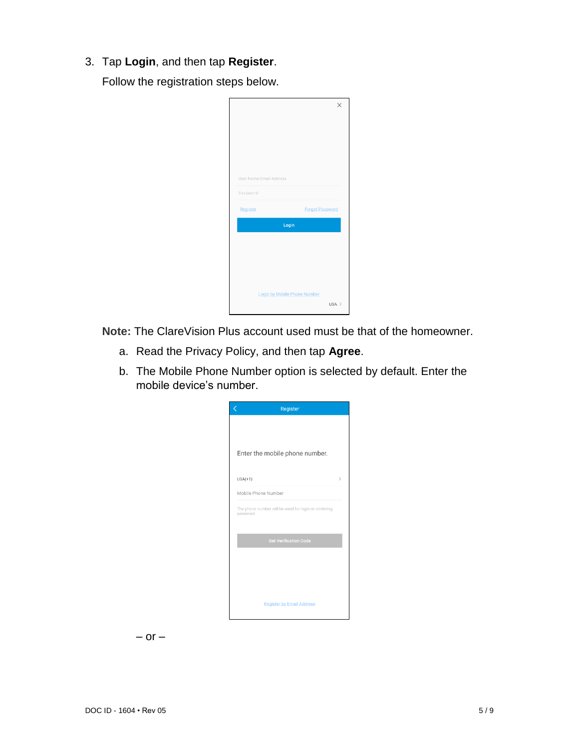3. Tap **Login**, and then tap **Register**.

   Follow the registration steps below.

   **Note:** The ClareVision Plus account used must be that of the homeowner.

   a. Read the Privacy Policy, and then tap **Agree**.

   b. The Mobile Phone Number option is selected by default. Enter the mobile device's number.

   – or –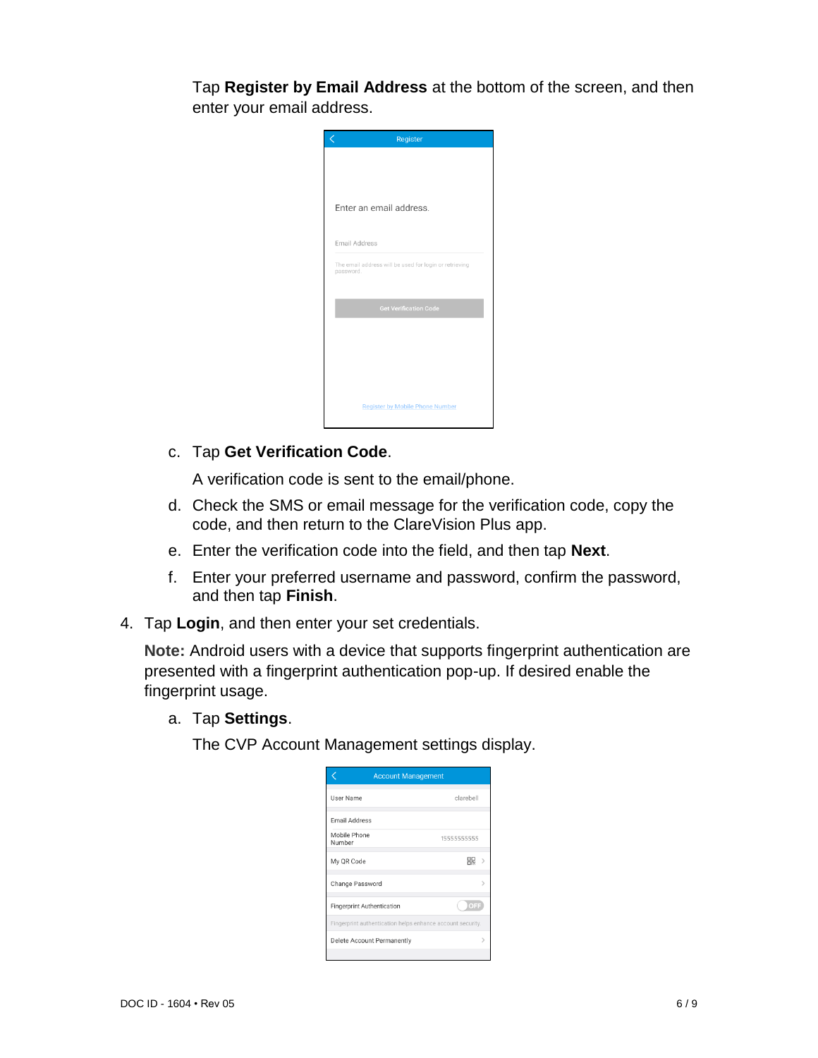Tap **Register by Email Address** at the bottom of the screen, and then enter your email address.

c. Tap **Get Verification Code**.

   A verification code is sent to the email/phone.

d. Check the SMS or email message for the verification code, copy the code, and then return to the ClareVision Plus app.

e. Enter the verification code into the field, and then tap **Next**.

f. Enter your preferred username and password, confirm the password, and then tap **Finish**.

4. Tap **Login**, and then enter your set credentials.

   **Note:** Android users with a device that supports fingerprint authentication are presented with a fingerprint authentication pop-up. If desired enable the fingerprint usage.

   a. Tap **Settings**.

      The CVP Account Management settings display.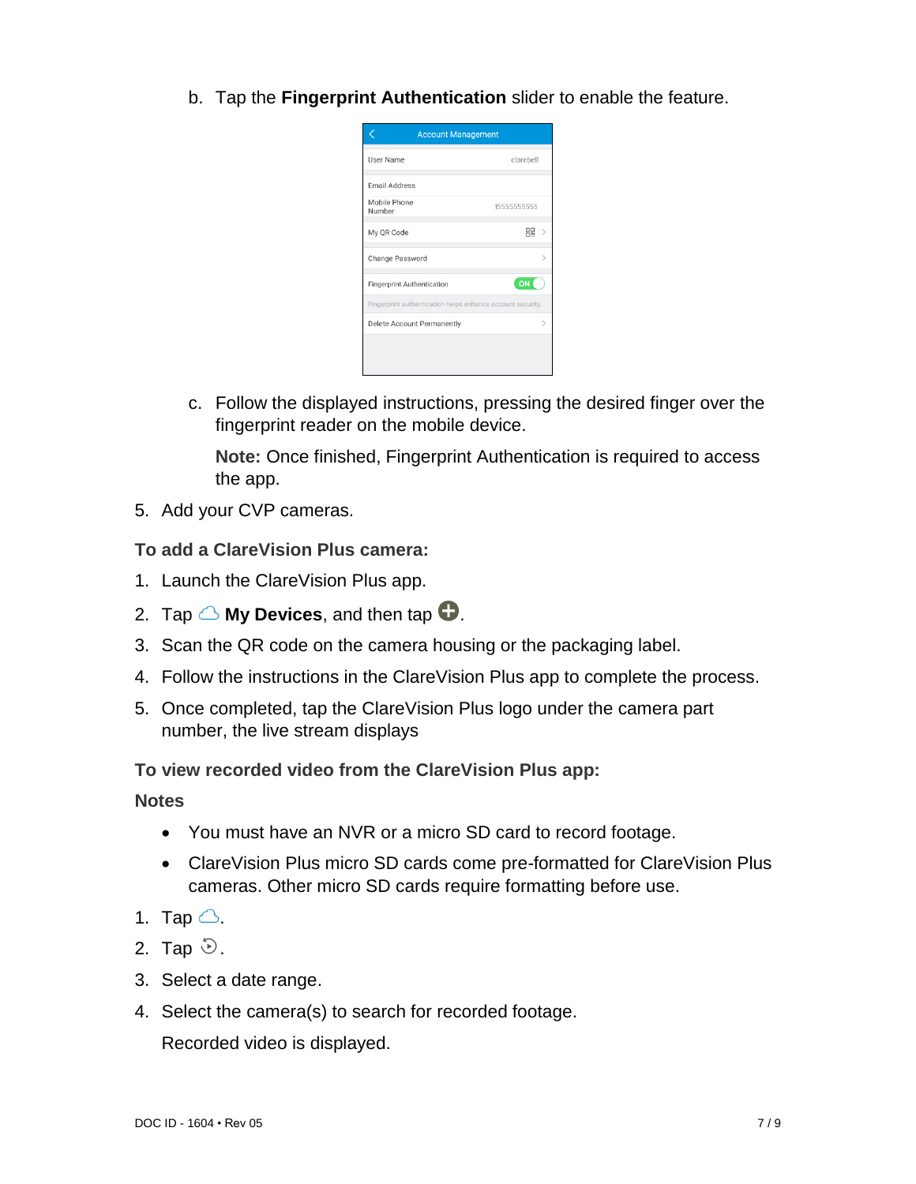b. Tap the **Fingerprint Authentication** slider to enable the feature.

c. Follow the displayed instructions, pressing the desired finger over the fingerprint reader on the mobile device.

   **Note:** Once finished, Fingerprint Authentication is required to access the app.

5. Add your CVP cameras.

### To add a ClareVision Plus camera:

1. Launch the ClareVision Plus app.
2. Tap **My Devices**, and then tap .
3. Scan the QR code on the camera housing or the packaging label.
4. Follow the instructions in the ClareVision Plus app to complete the process.
5. Once completed, tap the ClareVision Plus logo under the camera part number, the live stream displays

### To view recorded video from the ClareVision Plus app:

### Notes

- You must have an NVR or a micro SD card to record footage.
- ClareVision Plus micro SD cards come pre-formatted for ClareVision Plus cameras. Other micro SD cards require formatting before use.

1. Tap .
2. Tap .
3. Select a date range.
4. Select the camera(s) to search for recorded footage.

   Recorded video is displayed.

DOC ID - 1604 • Rev 05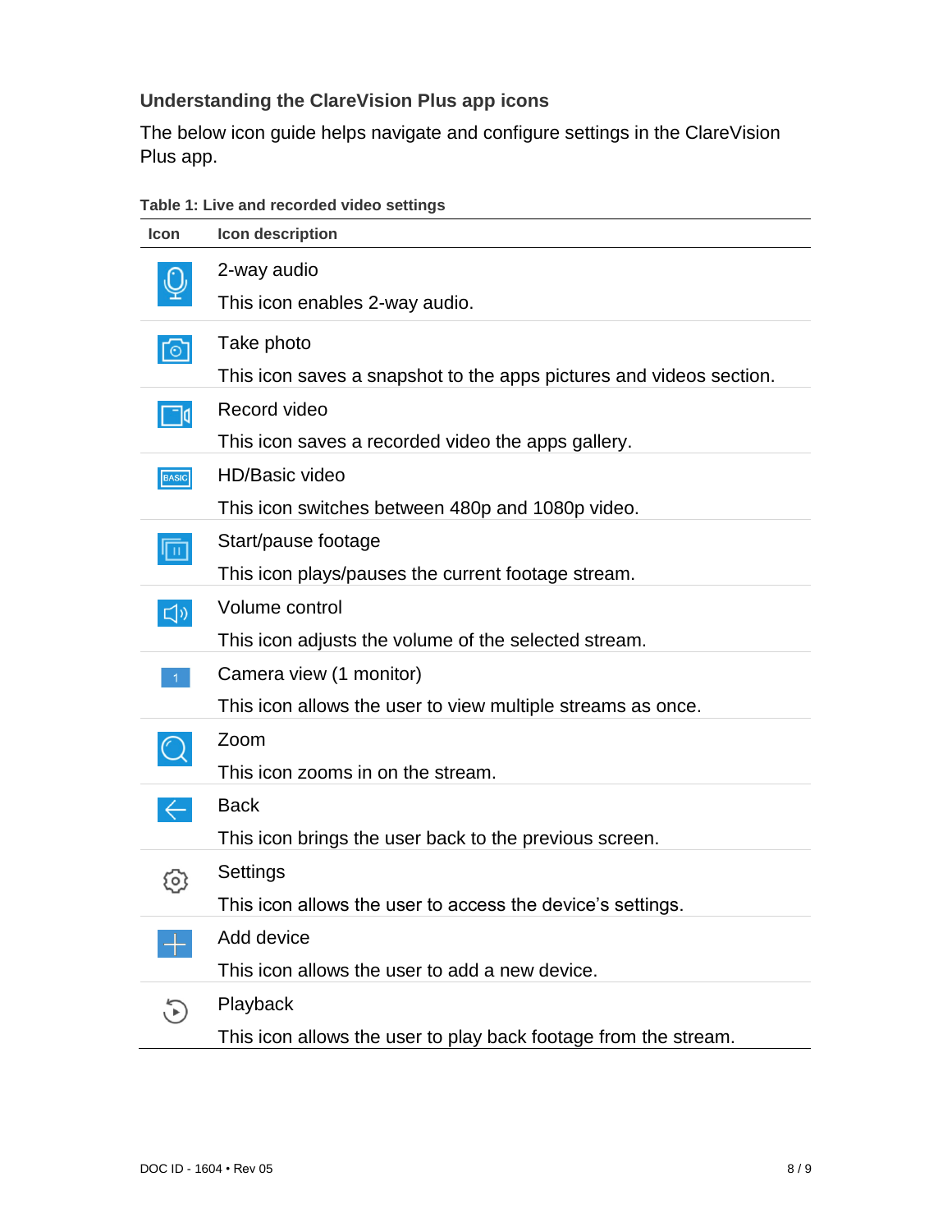### Understanding the ClareVision Plus app icons

The below icon guide helps navigate and configure settings in the ClareVision Plus app.

**Table 1: Live and recorded video settings**

| Icon | Icon description |
|---|---|
| | 2-way audio<br>This icon enables 2-way audio. |
| | Take photo<br>This icon saves a snapshot to the apps pictures and videos section. |
| | Record video<br>This icon saves a recorded video the apps gallery. |
| BASIC | HD/Basic video<br>This icon switches between 480p and 1080p video. |
| | Start/pause footage<br>This icon plays/pauses the current footage stream. |
| | Volume control<br>This icon adjusts the volume of the selected stream. |
| 1 | Camera view (1 monitor)<br>This icon allows the user to view multiple streams as once. |
| | Zoom<br>This icon zooms in on the stream. |
| | Back<br>This icon brings the user back to the previous screen. |
| | Settings<br>This icon allows the user to access the device's settings. |
| | Add device<br>This icon allows the user to add a new device. |
| | Playback<br>This icon allows the user to play back footage from the stream. |

DOC ID - 1604 • Rev 05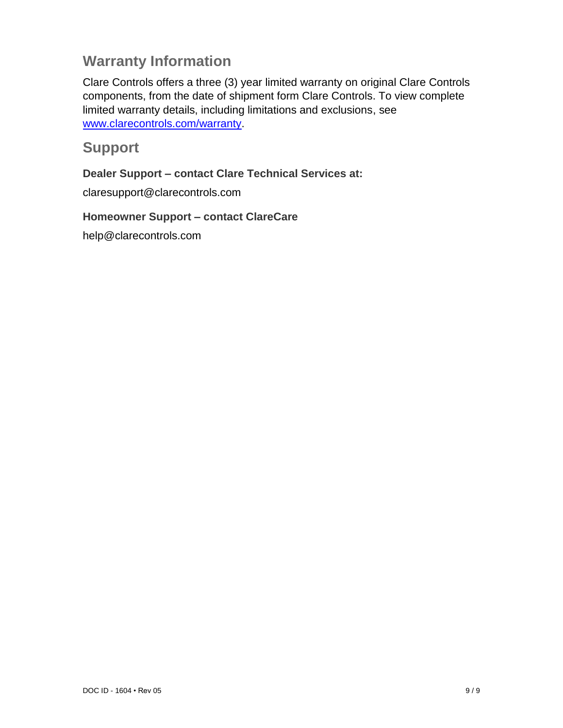## Warranty Information

Clare Controls offers a three (3) year limited warranty on original Clare Controls components, from the date of shipment form Clare Controls. To view complete limited warranty details, including limitations and exclusions, see www.clarecontrols.com/warranty.

## Support

**Dealer Support – contact Clare Technical Services at:**

claresupport@clarecontrols.com

**Homeowner Support – contact ClareCare**

help@clarecontrols.com